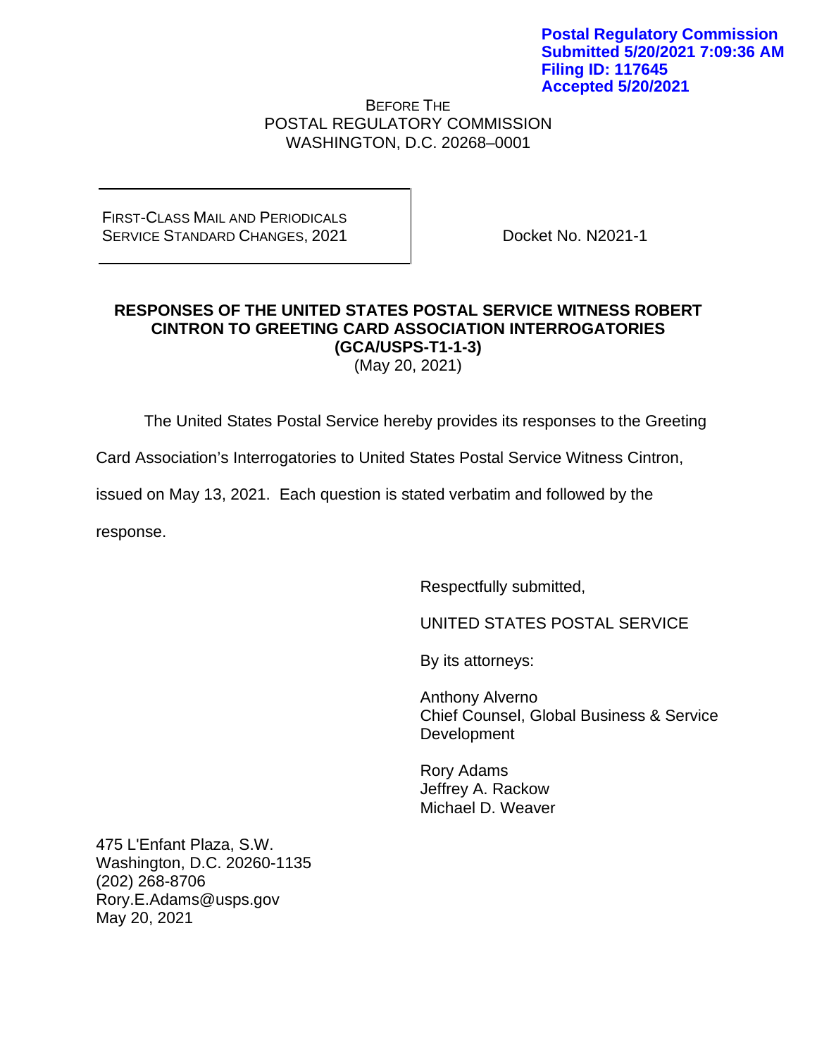**Postal Regulatory Commission**
**Submitted 5/20/2021 7:09:36 AM**
**Filing ID: 117645**
**Accepted 5/20/2021**

BEFORE THE
POSTAL REGULATORY COMMISSION
WASHINGTON, D.C. 20268–0001

| | |
|---|---|
| FIRST-CLASS MAIL AND PERIODICALS SERVICE STANDARD CHANGES, 2021 | Docket No. N2021-1 |

**RESPONSES OF THE UNITED STATES POSTAL SERVICE WITNESS ROBERT CINTRON TO GREETING CARD ASSOCIATION INTERROGATORIES (GCA/USPS-T1-1-3)**
(May 20, 2021)

The United States Postal Service hereby provides its responses to the Greeting Card Association's Interrogatories to United States Postal Service Witness Cintron, issued on May 13, 2021. Each question is stated verbatim and followed by the response.

Respectfully submitted,

UNITED STATES POSTAL SERVICE

By its attorneys:

Anthony Alverno
Chief Counsel, Global Business & Service Development

Rory Adams
Jeffrey A. Rackow
Michael D. Weaver

475 L'Enfant Plaza, S.W.
Washington, D.C. 20260-1135
(202) 268-8706
Rory.E.Adams@usps.gov
May 20, 2021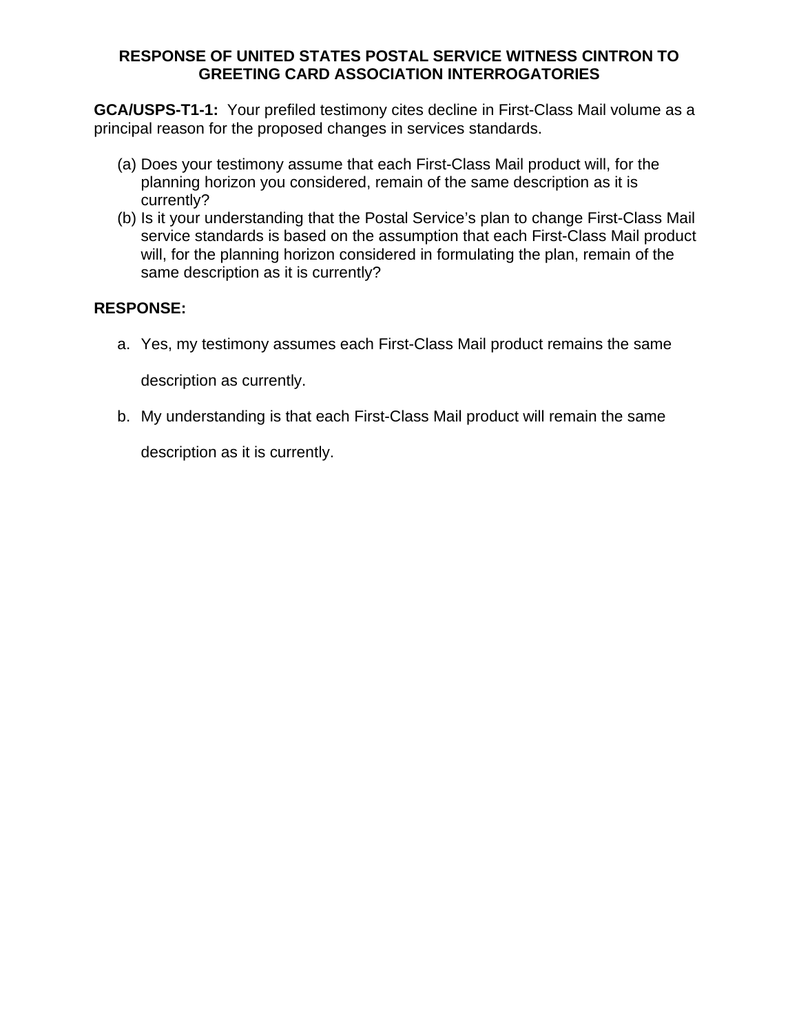**RESPONSE OF UNITED STATES POSTAL SERVICE WITNESS CINTRON TO GREETING CARD ASSOCIATION INTERROGATORIES**

**GCA/USPS-T1-1:** Your prefiled testimony cites decline in First-Class Mail volume as a principal reason for the proposed changes in services standards.

(a) Does your testimony assume that each First-Class Mail product will, for the planning horizon you considered, remain of the same description as it is currently?

(b) Is it your understanding that the Postal Service's plan to change First-Class Mail service standards is based on the assumption that each First-Class Mail product will, for the planning horizon considered in formulating the plan, remain of the same description as it is currently?

**RESPONSE:**

a. Yes, my testimony assumes each First-Class Mail product remains the same description as currently.

b. My understanding is that each First-Class Mail product will remain the same description as it is currently.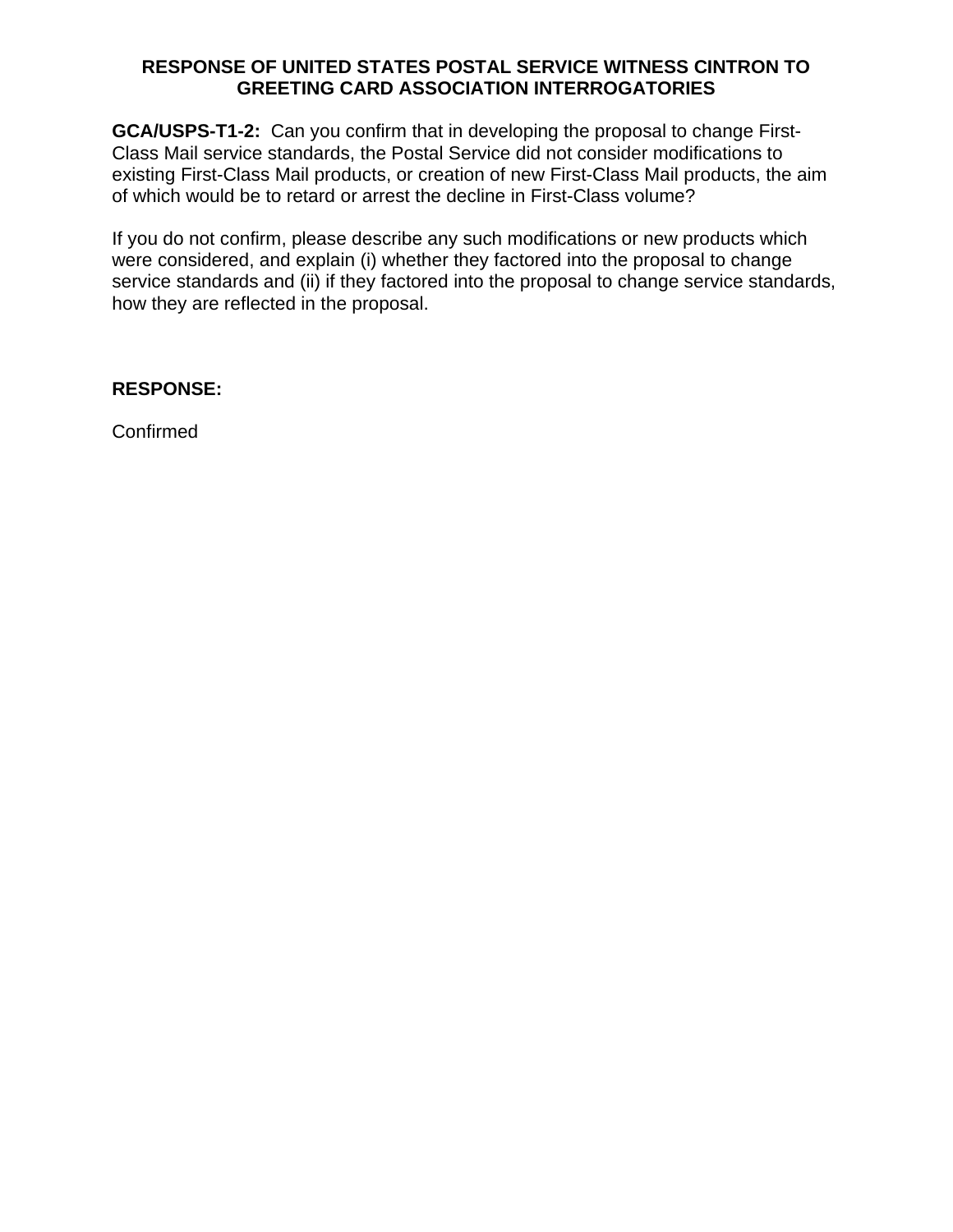**RESPONSE OF UNITED STATES POSTAL SERVICE WITNESS CINTRON TO GREETING CARD ASSOCIATION INTERROGATORIES**

**GCA/USPS-T1-2:** Can you confirm that in developing the proposal to change First-Class Mail service standards, the Postal Service did not consider modifications to existing First-Class Mail products, or creation of new First-Class Mail products, the aim of which would be to retard or arrest the decline in First-Class volume?

If you do not confirm, please describe any such modifications or new products which were considered, and explain (i) whether they factored into the proposal to change service standards and (ii) if they factored into the proposal to change service standards, how they are reflected in the proposal.

**RESPONSE:**

Confirmed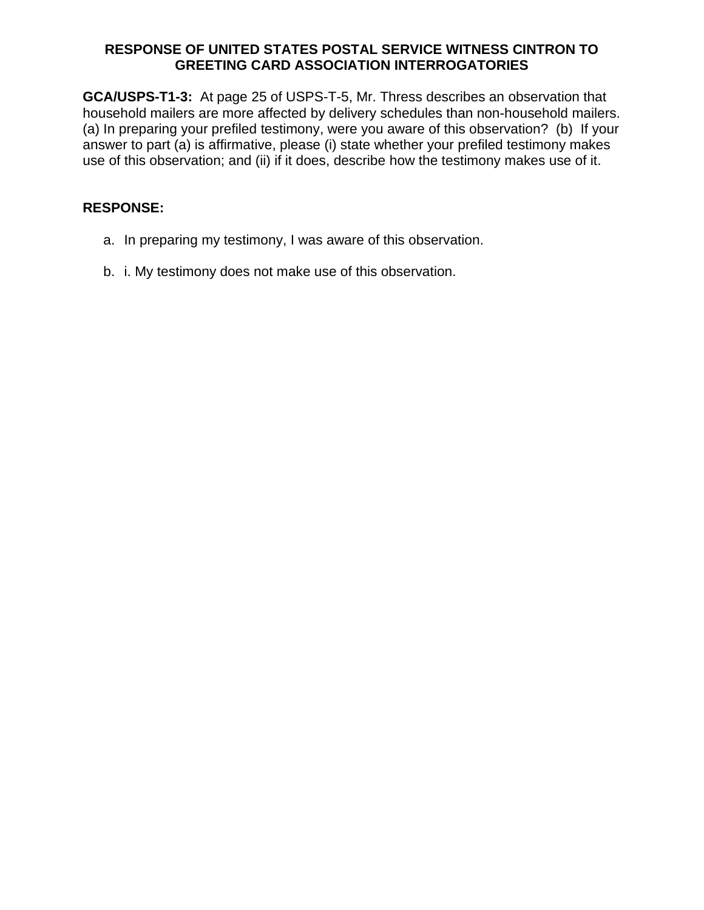**RESPONSE OF UNITED STATES POSTAL SERVICE WITNESS CINTRON TO GREETING CARD ASSOCIATION INTERROGATORIES**

**GCA/USPS-T1-3:** At page 25 of USPS-T-5, Mr. Thress describes an observation that household mailers are more affected by delivery schedules than non-household mailers. (a) In preparing your prefiled testimony, were you aware of this observation? (b) If your answer to part (a) is affirmative, please (i) state whether your prefiled testimony makes use of this observation; and (ii) if it does, describe how the testimony makes use of it.

**RESPONSE:**

a. In preparing my testimony, I was aware of this observation.

b. i. My testimony does not make use of this observation.